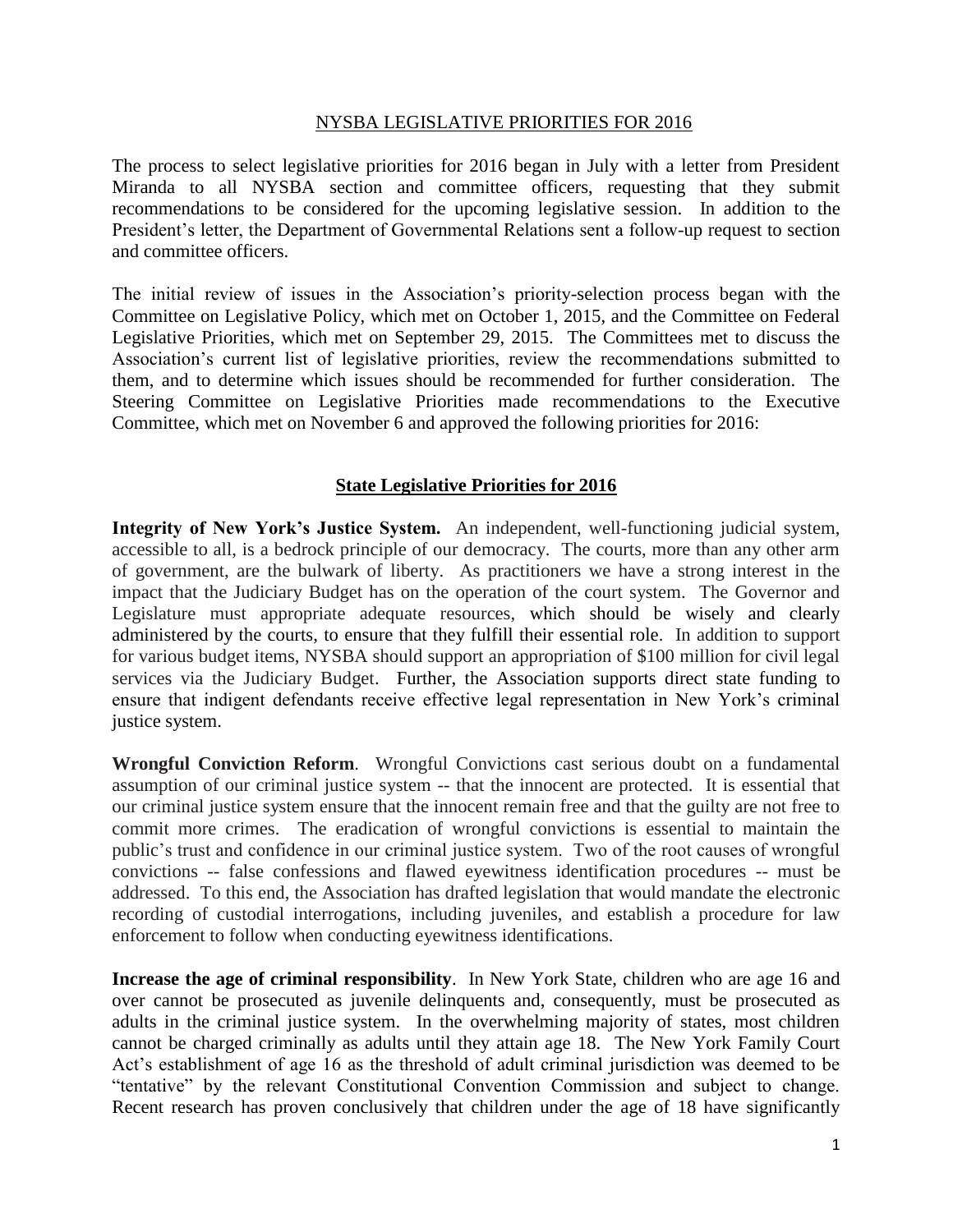# NYSBA LEGISLATIVE PRIORITIES FOR 2016

The process to select legislative priorities for 2016 began in July with a letter from President Miranda to all NYSBA section and committee officers, requesting that they submit recommendations to be considered for the upcoming legislative session. In addition to the President's letter, the Department of Governmental Relations sent a follow-up request to section and committee officers.

The initial review of issues in the Association's priority-selection process began with the Committee on Legislative Policy, which met on October 1, 2015, and the Committee on Federal Legislative Priorities, which met on September 29, 2015. The Committees met to discuss the Association's current list of legislative priorities, review the recommendations submitted to them, and to determine which issues should be recommended for further consideration. The Steering Committee on Legislative Priorities made recommendations to the Executive Committee, which met on November 6 and approved the following priorities for 2016:

## State Legislative Priorities for 2016

**Integrity of New York's Justice System.** An independent, well-functioning judicial system, accessible to all, is a bedrock principle of our democracy. The courts, more than any other arm of government, are the bulwark of liberty. As practitioners we have a strong interest in the impact that the Judiciary Budget has on the operation of the court system. The Governor and Legislature must appropriate adequate resources, which should be wisely and clearly administered by the courts, to ensure that they fulfill their essential role. In addition to support for various budget items, NYSBA should support an appropriation of $100 million for civil legal services via the Judiciary Budget. Further, the Association supports direct state funding to ensure that indigent defendants receive effective legal representation in New York's criminal justice system.

**Wrongful Conviction Reform**. Wrongful Convictions cast serious doubt on a fundamental assumption of our criminal justice system -- that the innocent are protected. It is essential that our criminal justice system ensure that the innocent remain free and that the guilty are not free to commit more crimes. The eradication of wrongful convictions is essential to maintain the public's trust and confidence in our criminal justice system. Two of the root causes of wrongful convictions -- false confessions and flawed eyewitness identification procedures -- must be addressed. To this end, the Association has drafted legislation that would mandate the electronic recording of custodial interrogations, including juveniles, and establish a procedure for law enforcement to follow when conducting eyewitness identifications.

**Increase the age of criminal responsibility**. In New York State, children who are age 16 and over cannot be prosecuted as juvenile delinquents and, consequently, must be prosecuted as adults in the criminal justice system. In the overwhelming majority of states, most children cannot be charged criminally as adults until they attain age 18. The New York Family Court Act's establishment of age 16 as the threshold of adult criminal jurisdiction was deemed to be "tentative" by the relevant Constitutional Convention Commission and subject to change. Recent research has proven conclusively that children under the age of 18 have significantly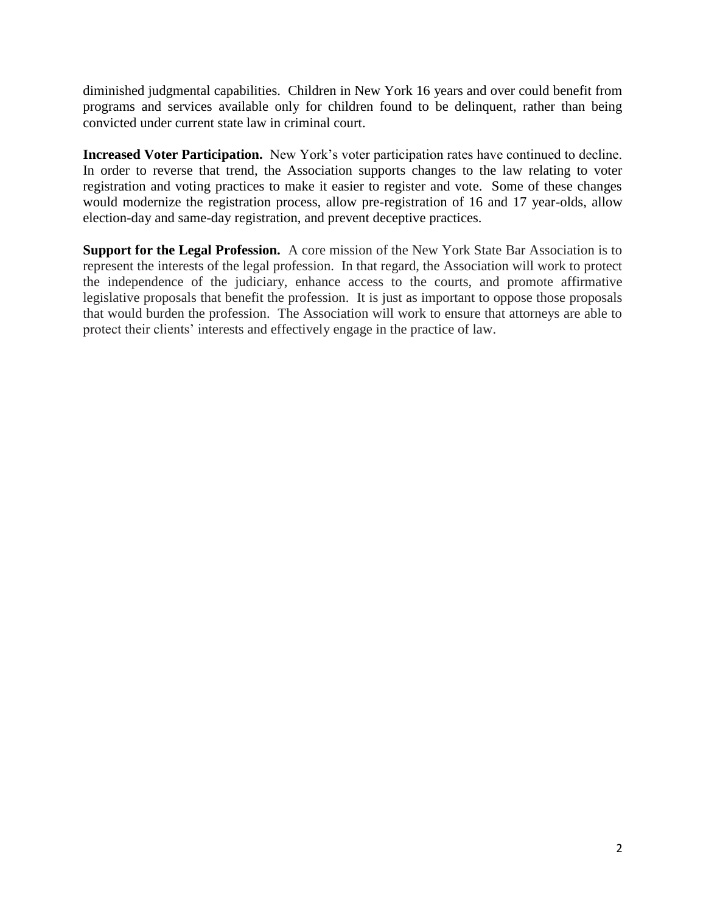diminished judgmental capabilities. Children in New York 16 years and over could benefit from programs and services available only for children found to be delinquent, rather than being convicted under current state law in criminal court.

**Increased Voter Participation.** New York's voter participation rates have continued to decline. In order to reverse that trend, the Association supports changes to the law relating to voter registration and voting practices to make it easier to register and vote. Some of these changes would modernize the registration process, allow pre-registration of 16 and 17 year-olds, allow election-day and same-day registration, and prevent deceptive practices.

**Support for the Legal Profession.** A core mission of the New York State Bar Association is to represent the interests of the legal profession. In that regard, the Association will work to protect the independence of the judiciary, enhance access to the courts, and promote affirmative legislative proposals that benefit the profession. It is just as important to oppose those proposals that would burden the profession. The Association will work to ensure that attorneys are able to protect their clients' interests and effectively engage in the practice of law.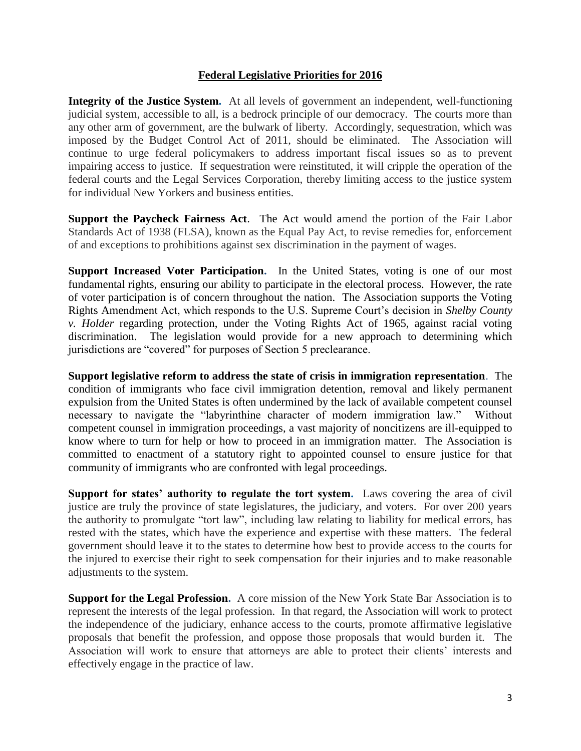## Federal Legislative Priorities for 2016

**Integrity of the Justice System.** At all levels of government an independent, well-functioning judicial system, accessible to all, is a bedrock principle of our democracy. The courts more than any other arm of government, are the bulwark of liberty. Accordingly, sequestration, which was imposed by the Budget Control Act of 2011, should be eliminated. The Association will continue to urge federal policymakers to address important fiscal issues so as to prevent impairing access to justice. If sequestration were reinstituted, it will cripple the operation of the federal courts and the Legal Services Corporation, thereby limiting access to the justice system for individual New Yorkers and business entities.

**Support the Paycheck Fairness Act**. The Act would amend the portion of the Fair Labor Standards Act of 1938 (FLSA), known as the Equal Pay Act, to revise remedies for, enforcement of and exceptions to prohibitions against sex discrimination in the payment of wages.

**Support Increased Voter Participation.** In the United States, voting is one of our most fundamental rights, ensuring our ability to participate in the electoral process. However, the rate of voter participation is of concern throughout the nation. The Association supports the Voting Rights Amendment Act, which responds to the U.S. Supreme Court's decision in *Shelby County v. Holder* regarding protection, under the Voting Rights Act of 1965, against racial voting discrimination. The legislation would provide for a new approach to determining which jurisdictions are "covered" for purposes of Section 5 preclearance.

**Support legislative reform to address the state of crisis in immigration representation**. The condition of immigrants who face civil immigration detention, removal and likely permanent expulsion from the United States is often undermined by the lack of available competent counsel necessary to navigate the "labyrinthine character of modern immigration law." Without competent counsel in immigration proceedings, a vast majority of noncitizens are ill-equipped to know where to turn for help or how to proceed in an immigration matter. The Association is committed to enactment of a statutory right to appointed counsel to ensure justice for that community of immigrants who are confronted with legal proceedings.

**Support for states' authority to regulate the tort system.** Laws covering the area of civil justice are truly the province of state legislatures, the judiciary, and voters. For over 200 years the authority to promulgate "tort law", including law relating to liability for medical errors, has rested with the states, which have the experience and expertise with these matters. The federal government should leave it to the states to determine how best to provide access to the courts for the injured to exercise their right to seek compensation for their injuries and to make reasonable adjustments to the system.

**Support for the Legal Profession.** A core mission of the New York State Bar Association is to represent the interests of the legal profession. In that regard, the Association will work to protect the independence of the judiciary, enhance access to the courts, promote affirmative legislative proposals that benefit the profession, and oppose those proposals that would burden it. The Association will work to ensure that attorneys are able to protect their clients' interests and effectively engage in the practice of law.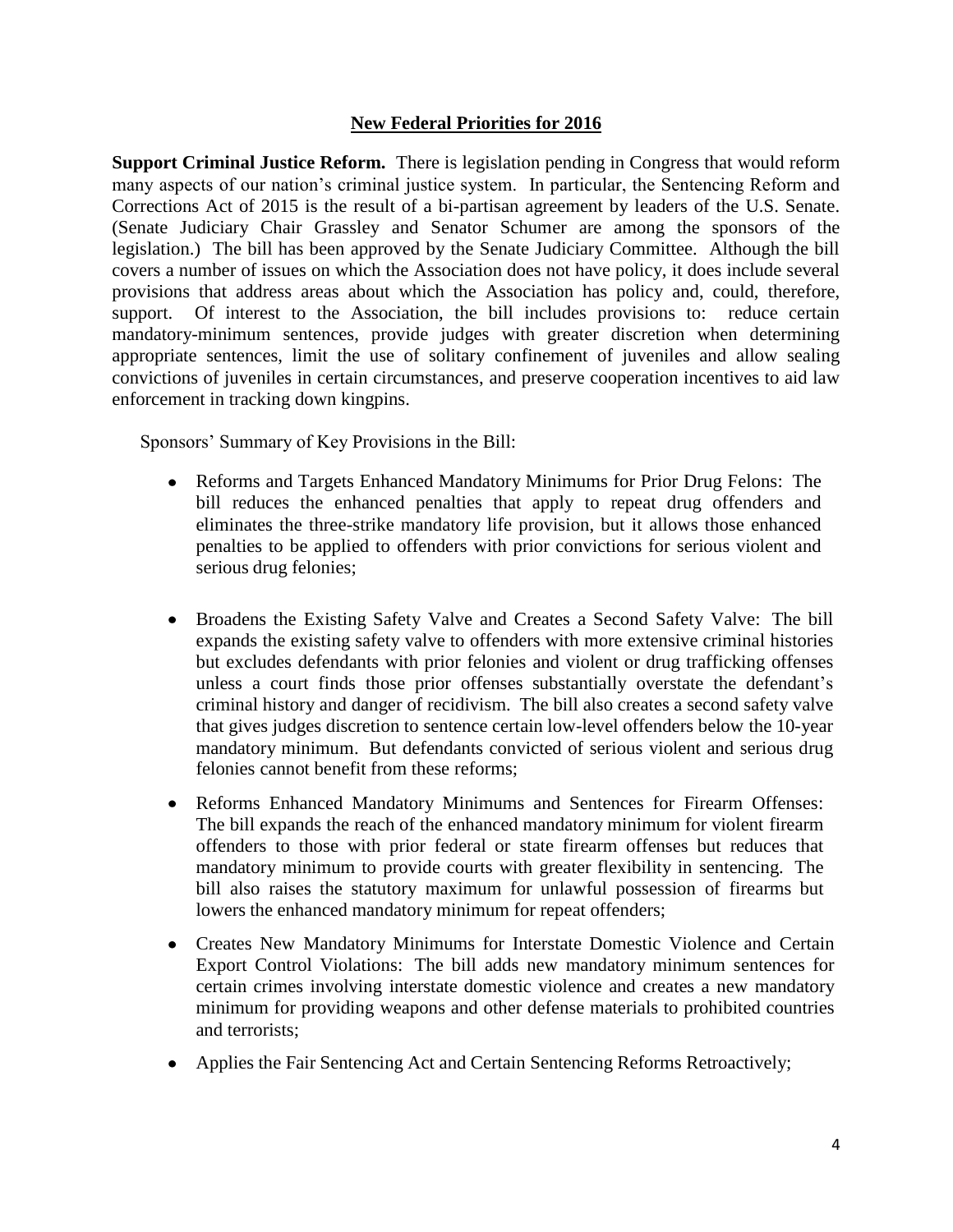## New Federal Priorities for 2016

**Support Criminal Justice Reform.** There is legislation pending in Congress that would reform many aspects of our nation's criminal justice system. In particular, the Sentencing Reform and Corrections Act of 2015 is the result of a bi-partisan agreement by leaders of the U.S. Senate. (Senate Judiciary Chair Grassley and Senator Schumer are among the sponsors of the legislation.) The bill has been approved by the Senate Judiciary Committee. Although the bill covers a number of issues on which the Association does not have policy, it does include several provisions that address areas about which the Association has policy and, could, therefore, support. Of interest to the Association, the bill includes provisions to: reduce certain mandatory-minimum sentences, provide judges with greater discretion when determining appropriate sentences, limit the use of solitary confinement of juveniles and allow sealing convictions of juveniles in certain circumstances, and preserve cooperation incentives to aid law enforcement in tracking down kingpins.

Sponsors' Summary of Key Provisions in the Bill:

- Reforms and Targets Enhanced Mandatory Minimums for Prior Drug Felons: The bill reduces the enhanced penalties that apply to repeat drug offenders and eliminates the three-strike mandatory life provision, but it allows those enhanced penalties to be applied to offenders with prior convictions for serious violent and serious drug felonies;
- Broadens the Existing Safety Valve and Creates a Second Safety Valve: The bill expands the existing safety valve to offenders with more extensive criminal histories but excludes defendants with prior felonies and violent or drug trafficking offenses unless a court finds those prior offenses substantially overstate the defendant's criminal history and danger of recidivism. The bill also creates a second safety valve that gives judges discretion to sentence certain low-level offenders below the 10-year mandatory minimum. But defendants convicted of serious violent and serious drug felonies cannot benefit from these reforms;
- Reforms Enhanced Mandatory Minimums and Sentences for Firearm Offenses: The bill expands the reach of the enhanced mandatory minimum for violent firearm offenders to those with prior federal or state firearm offenses but reduces that mandatory minimum to provide courts with greater flexibility in sentencing. The bill also raises the statutory maximum for unlawful possession of firearms but lowers the enhanced mandatory minimum for repeat offenders;
- Creates New Mandatory Minimums for Interstate Domestic Violence and Certain Export Control Violations: The bill adds new mandatory minimum sentences for certain crimes involving interstate domestic violence and creates a new mandatory minimum for providing weapons and other defense materials to prohibited countries and terrorists;
- Applies the Fair Sentencing Act and Certain Sentencing Reforms Retroactively;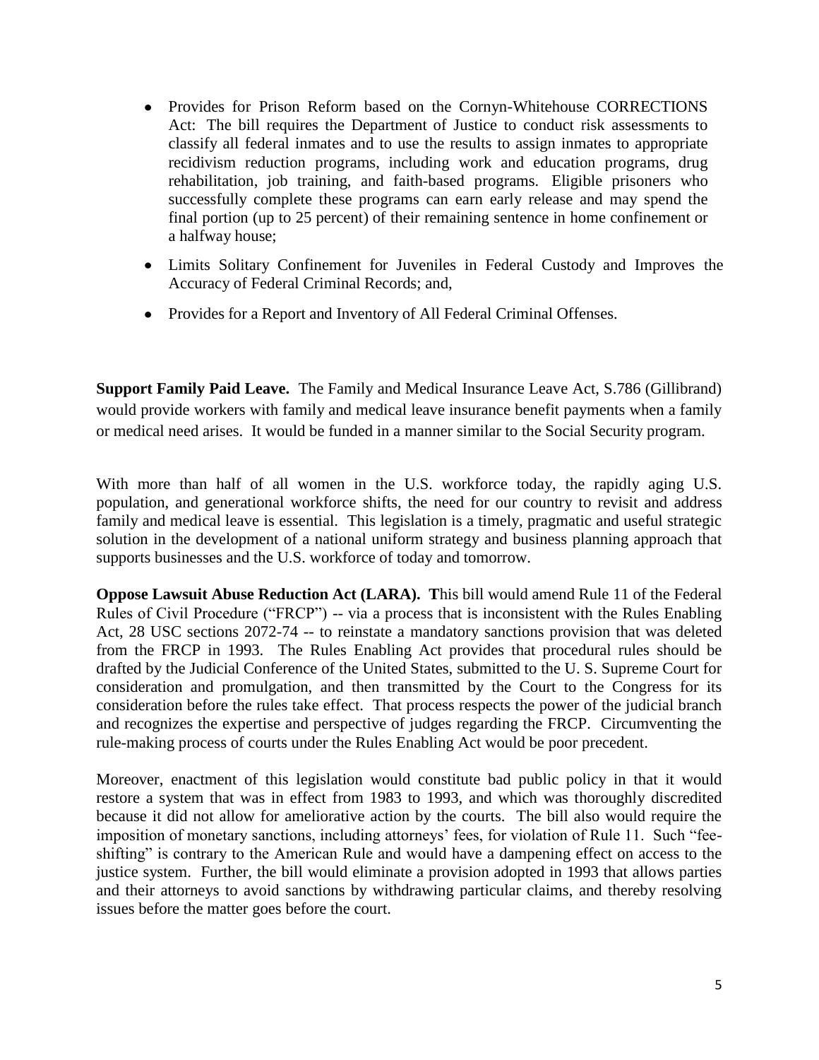- Provides for Prison Reform based on the Cornyn-Whitehouse CORRECTIONS Act: The bill requires the Department of Justice to conduct risk assessments to classify all federal inmates and to use the results to assign inmates to appropriate recidivism reduction programs, including work and education programs, drug rehabilitation, job training, and faith-based programs. Eligible prisoners who successfully complete these programs can earn early release and may spend the final portion (up to 25 percent) of their remaining sentence in home confinement or a halfway house;
- Limits Solitary Confinement for Juveniles in Federal Custody and Improves the Accuracy of Federal Criminal Records; and,
- Provides for a Report and Inventory of All Federal Criminal Offenses.

**Support Family Paid Leave.** The Family and Medical Insurance Leave Act, S.786 (Gillibrand) would provide workers with family and medical leave insurance benefit payments when a family or medical need arises. It would be funded in a manner similar to the Social Security program.

With more than half of all women in the U.S. workforce today, the rapidly aging U.S. population, and generational workforce shifts, the need for our country to revisit and address family and medical leave is essential. This legislation is a timely, pragmatic and useful strategic solution in the development of a national uniform strategy and business planning approach that supports businesses and the U.S. workforce of today and tomorrow.

**Oppose Lawsuit Abuse Reduction Act (LARA). T**his bill would amend Rule 11 of the Federal Rules of Civil Procedure ("FRCP") -- via a process that is inconsistent with the Rules Enabling Act, 28 USC sections 2072-74 -- to reinstate a mandatory sanctions provision that was deleted from the FRCP in 1993. The Rules Enabling Act provides that procedural rules should be drafted by the Judicial Conference of the United States, submitted to the U. S. Supreme Court for consideration and promulgation, and then transmitted by the Court to the Congress for its consideration before the rules take effect. That process respects the power of the judicial branch and recognizes the expertise and perspective of judges regarding the FRCP. Circumventing the rule-making process of courts under the Rules Enabling Act would be poor precedent.

Moreover, enactment of this legislation would constitute bad public policy in that it would restore a system that was in effect from 1983 to 1993, and which was thoroughly discredited because it did not allow for ameliorative action by the courts. The bill also would require the imposition of monetary sanctions, including attorneys' fees, for violation of Rule 11. Such "fee-shifting" is contrary to the American Rule and would have a dampening effect on access to the justice system. Further, the bill would eliminate a provision adopted in 1993 that allows parties and their attorneys to avoid sanctions by withdrawing particular claims, and thereby resolving issues before the matter goes before the court.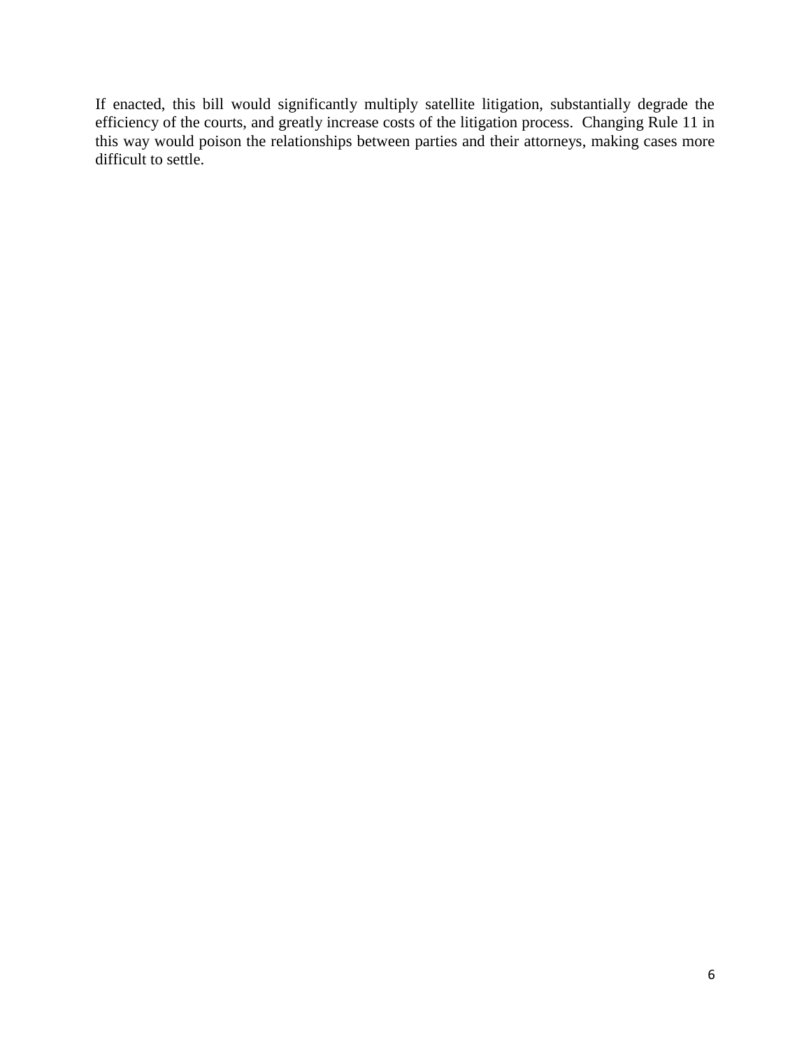If enacted, this bill would significantly multiply satellite litigation, substantially degrade the efficiency of the courts, and greatly increase costs of the litigation process. Changing Rule 11 in this way would poison the relationships between parties and their attorneys, making cases more difficult to settle.